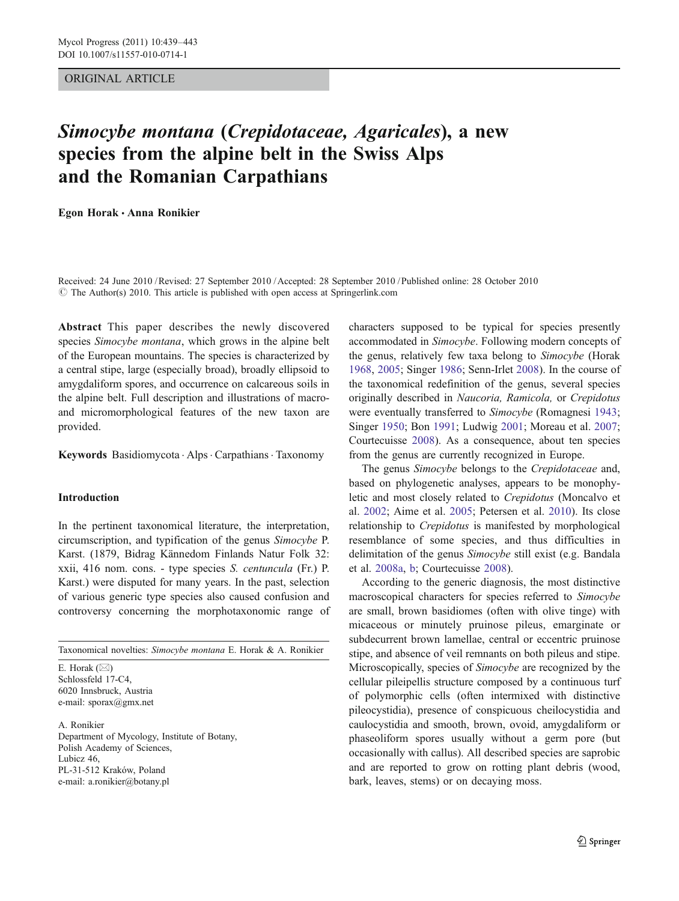ORIGINAL ARTICLE

# *Simocybe montana* (*Crepidotaceae, Agaricales*), a new species from the alpine belt in the Swiss Alps and the Romanian Carpathians

**Egon Horak · Anna Ronikier**

Received: 24 June 2010 / Revised: 27 September 2010 / Accepted: 28 September 2010 / Published online: 28 October 2010
© The Author(s) 2010. This article is published with open access at Springerlink.com

**Abstract** This paper describes the newly discovered species *Simocybe montana*, which grows in the alpine belt of the European mountains. The species is characterized by a central stipe, large (especially broad), broadly ellipsoid to amygdaliform spores, and occurrence on calcareous soils in the alpine belt. Full description and illustrations of macro- and micromorphological features of the new taxon are provided.

**Keywords** Basidiomycota · Alps · Carpathians · Taxonomy

Taxonomical novelties: *Simocybe montana* E. Horak & A. Ronikier

E. Horak (✉)
Schlossfeld 17-C4,
6020 Innsbruck, Austria
e-mail: sporax@gmx.net

A. Ronikier
Department of Mycology, Institute of Botany,
Polish Academy of Sciences,
Lubicz 46,
PL-31-512 Kraków, Poland
e-mail: a.ronikier@botany.pl

## Introduction

In the pertinent taxonomical literature, the interpretation, circumscription, and typification of the genus *Simocybe* P. Karst. (1879, Bidrag Kännedom Finlands Natur Folk 32: xxii, 416 nom. cons. - type species *S. centuncula* (Fr.) P. Karst.) were disputed for many years. In the past, selection of various generic type species also caused confusion and controversy concerning the morphotaxonomic range of characters supposed to be typical for species presently accommodated in *Simocybe*. Following modern concepts of the genus, relatively few taxa belong to *Simocybe* (Horak 1968, 2005; Singer 1986; Senn-Irlet 2008). In the course of the taxonomical redefinition of the genus, several species originally described in *Naucoria, Ramicola,* or *Crepidotus* were eventually transferred to *Simocybe* (Romagnesi 1943; Singer 1950; Bon 1991; Ludwig 2001; Moreau et al. 2007; Courtecuisse 2008). As a consequence, about ten species from the genus are currently recognized in Europe.

The genus *Simocybe* belongs to the *Crepidotaceae* and, based on phylogenetic analyses, appears to be monophyletic and most closely related to *Crepidotus* (Moncalvo et al. 2002; Aime et al. 2005; Petersen et al. 2010). Its close relationship to *Crepidotus* is manifested by morphological resemblance of some species, and thus difficulties in delimitation of the genus *Simocybe* still exist (e.g. Bandala et al. 2008a, b; Courtecuisse 2008).

According to the generic diagnosis, the most distinctive macroscopical characters for species referred to *Simocybe* are small, brown basidiomes (often with olive tinge) with micaceous or minutely pruinose pileus, emarginate or subdecurrent brown lamellae, central or eccentric pruinose stipe, and absence of veil remnants on both pileus and stipe. Microscopically, species of *Simocybe* are recognized by the cellular pileipellis structure composed by a continuous turf of polymorphic cells (often intermixed with distinctive pileocystidia), presence of conspicuous cheilocystidia and caulocystidia and smooth, brown, ovoid, amygdaliform or phaseoliform spores usually without a germ pore (but occasionally with callus). All described species are saprobic and are reported to grow on rotting plant debris (wood, bark, leaves, stems) or on decaying moss.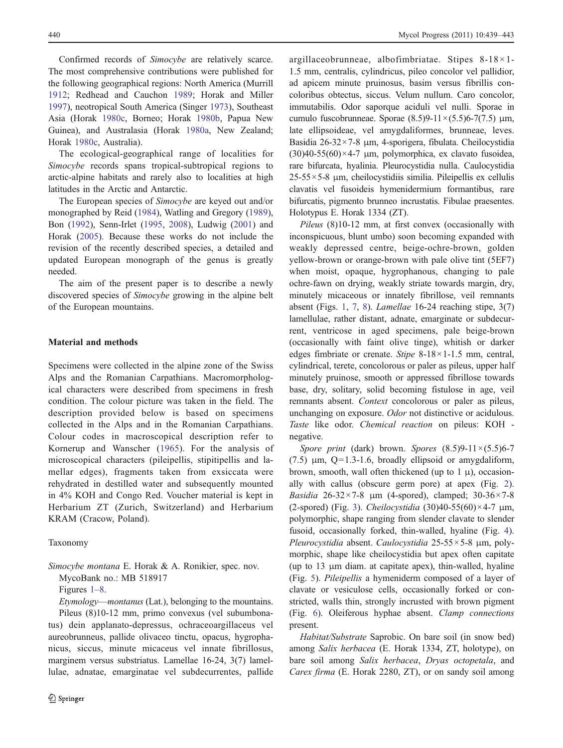Confirmed records of *Simocybe* are relatively scarce. The most comprehensive contributions were published for the following geographical regions: North America (Murrill 1912; Redhead and Cauchon 1989; Horak and Miller 1997), neotropical South America (Singer 1973), Southeast Asia (Horak 1980c, Borneo; Horak 1980b, Papua New Guinea), and Australasia (Horak 1980a, New Zealand; Horak 1980c, Australia).

The ecological-geographical range of localities for *Simocybe* records spans tropical-subtropical regions to arctic-alpine habitats and rarely also to localities at high latitudes in the Arctic and Antarctic.

The European species of *Simocybe* are keyed out and/or monographed by Reid (1984), Watling and Gregory (1989), Bon (1992), Senn-Irlet (1995, 2008), Ludwig (2001) and Horak (2005). Because these works do not include the revision of the recently described species, a detailed and updated European monograph of the genus is greatly needed.

The aim of the present paper is to describe a newly discovered species of *Simocybe* growing in the alpine belt of the European mountains.

## Material and methods

Specimens were collected in the alpine zone of the Swiss Alps and the Romanian Carpathians. Macromorphological characters were described from specimens in fresh condition. The colour picture was taken in the field. The description provided below is based on specimens collected in the Alps and in the Romanian Carpathians. Colour codes in macroscopical description refer to Kornerup and Wanscher (1965). For the analysis of microscopical characters (pileipellis, stipitipellis and lamellar edges), fragments taken from exsiccata were rehydrated in destilled water and subsequently mounted in 4% KOH and Congo Red. Voucher material is kept in Herbarium ZT (Zurich, Switzerland) and Herbarium KRAM (Cracow, Poland).

### Taxonomy

*Simocybe montana* E. Horak & A. Ronikier, spec. nov.
MycoBank no.: MB 518917
Figures 1–8.

*Etymology*—*montanus* (Lat.), belonging to the mountains.

Pileus (8)10-12 mm, primo convexus (vel subumbonatus) dein applanato-depressus, ochraceoargillaceus vel aureobrunneus, pallide olivaceo tinctu, opacus, hygrophanicus, siccus, minute micaceus vel innate fibrillosus, marginem versus substriatus. Lamellae 16-24, 3(7) lamellulae, adnatae, emarginatae vel subdecurrentes, pallide argillaceobrunneae, albofimbriatae. Stipes 8-18×1-1.5 mm, centralis, cylindricus, pileo concolor vel pallidior, ad apicem minute pruinosus, basim versus fibrillis concoloribus obtectus, siccus. Velum nullum. Caro concolor, immutabilis. Odor saporque aciduli vel nulli. Sporae in cumulo fuscobrunneae. Sporae (8.5)9-11×(5.5)6-7(7.5) µm, late ellipsoideae, vel amygdaliformes, brunneae, leves. Basidia 26-32×7-8 µm, 4-sporigera, fibulata. Cheilocystidia (30)40-55(60)×4-7 µm, polymorphica, ex clavato fusoidea, rare bifurcata, hyalinia. Pleurocystidia nulla. Caulocystidia 25-55×5-8 µm, cheilocystidiis similia. Pileipellis ex cellulis clavatis vel fusoideis hymenidermium formantibus, rare bifurcatis, pigmento brunneo incrustatis. Fibulae praesentes. Holotypus E. Horak 1334 (ZT).

*Pileus* (8)10-12 mm, at first convex (occasionally with inconspicuous, blunt umbo) soon becoming expanded with weakly depressed centre, beige-ochre-brown, golden yellow-brown or orange-brown with pale olive tint (5EF7) when moist, opaque, hygrophanous, changing to pale ochre-fawn on drying, weakly striate towards margin, dry, minutely micaceous or innately fibrillose, veil remnants absent (Figs. 1, 7, 8). *Lamellae* 16-24 reaching stipe, 3(7) lamellulae, rather distant, adnate, emarginate or subdecurrent, ventricose in aged specimens, pale beige-brown (occasionally with faint olive tinge), whitish or darker edges fimbriate or crenate. *Stipe* 8-18×1-1.5 mm, central, cylindrical, terete, concolorous or paler as pileus, upper half minutely pruinose, smooth or appressed fibrillose towards base, dry, solitary, solid becoming fistulose in age, veil remnants absent. *Context* concolorous or paler as pileus, unchanging on exposure. *Odor* not distinctive or acidulous. *Taste* like odor. *Chemical reaction* on pileus: KOH - negative.

*Spore print* (dark) brown. *Spores* (8.5)9-11×(5.5)6-7 (7.5) µm, Q=1.3-1.6, broadly ellipsoid or amygdaliform, brown, smooth, wall often thickened (up to 1 µ), occasionally with callus (obscure germ pore) at apex (Fig. 2). *Basidia* 26-32×7-8 µm (4-spored), clamped; 30-36×7-8 (2-spored) (Fig. 3). *Cheilocystidia* (30)40-55(60)×4-7 µm, polymorphic, shape ranging from slender clavate to slender fusoid, occasionally forked, thin-walled, hyaline (Fig. 4). *Pleurocystidia* absent. *Caulocystidia* 25-55×5-8 µm, polymorphic, shape like cheilocystidia but apex often capitate (up to 13 µm diam. at capitate apex), thin-walled, hyaline (Fig. 5). *Pileipellis* a hymeniderm composed of a layer of clavate or vesiculose cells, occasionally forked or constricted, walls thin, strongly incrusted with brown pigment (Fig. 6). Oleiferous hyphae absent. *Clamp connections* present.

*Habitat/Substrate* Saprobic. On bare soil (in snow bed) among *Salix herbacea* (E. Horak 1334, ZT, holotype), on bare soil among *Salix herbacea*, *Dryas octopetala*, and *Carex firma* (E. Horak 2280, ZT), or on sandy soil among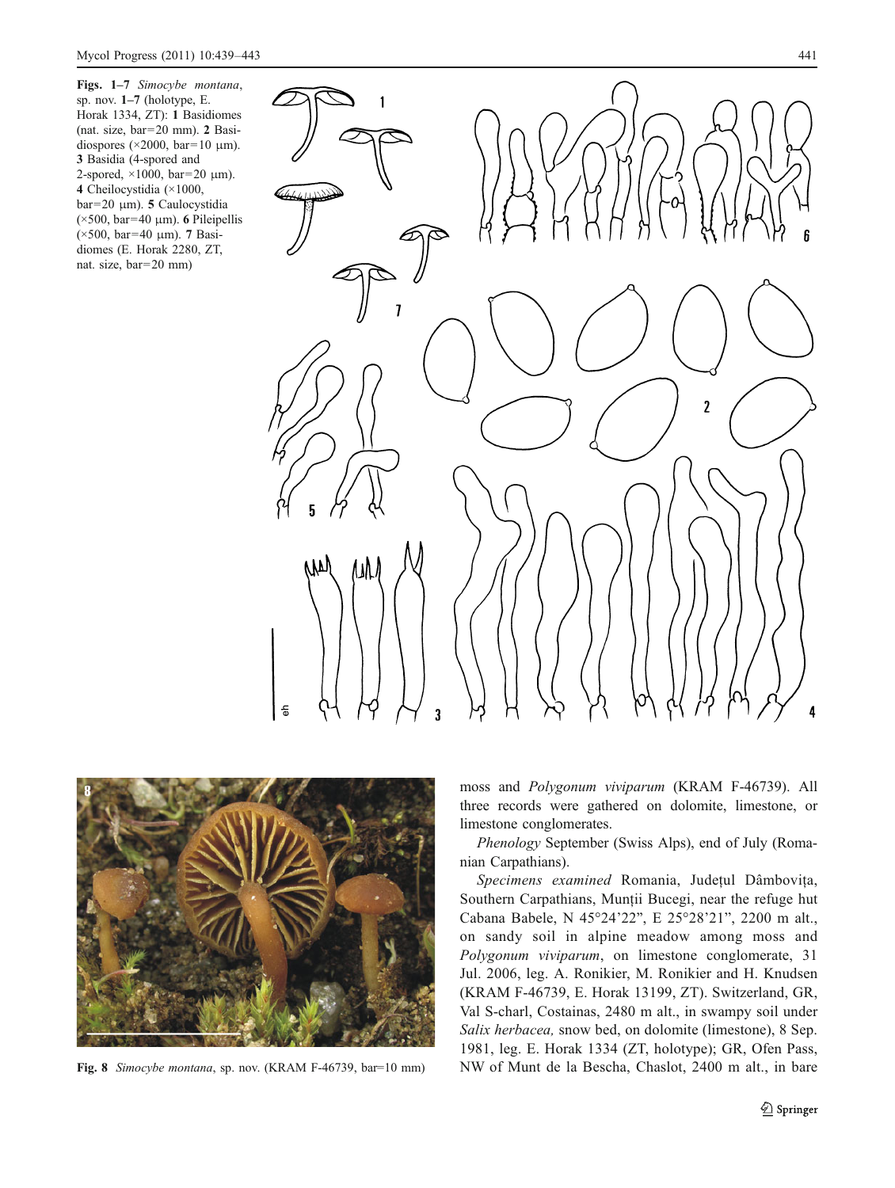**Figs. 1–7** *Simocybe montana*, sp. nov. **1–7** (holotype, E. Horak 1334, ZT): **1** Basidiomes (nat. size, bar=20 mm). **2** Basidiospores (×2000, bar=10 µm). **3** Basidia (4-spored and 2-spored, ×1000, bar=20 µm). **4** Cheilocystidia (×1000, bar=20 µm). **5** Caulocystidia (×500, bar=40 µm). **6** Pileipellis (×500, bar=40 µm). **7** Basidiomes (E. Horak 2280, ZT, nat. size, bar=20 mm)

**Fig. 8** *Simocybe montana*, sp. nov. (KRAM F-46739, bar=10 mm)

moss and *Polygonum viviparum* (KRAM F-46739). All three records were gathered on dolomite, limestone, or limestone conglomerates.

*Phenology* September (Swiss Alps), end of July (Romanian Carpathians).

*Specimens examined* Romania, Județul Dâmbovița, Southern Carpathians, Munții Bucegi, near the refuge hut Cabana Babele, N 45°24'22", E 25°28'21", 2200 m alt., on sandy soil in alpine meadow among moss and *Polygonum viviparum*, on limestone conglomerate, 31 Jul. 2006, leg. A. Ronikier, M. Ronikier and H. Knudsen (KRAM F-46739, E. Horak 13199, ZT). Switzerland, GR, Val S-charl, Costainas, 2480 m alt., in swampy soil under *Salix herbacea,* snow bed, on dolomite (limestone), 8 Sep. 1981, leg. E. Horak 1334 (ZT, holotype); GR, Ofen Pass, NW of Munt de la Bescha, Chaslot, 2400 m alt., in bare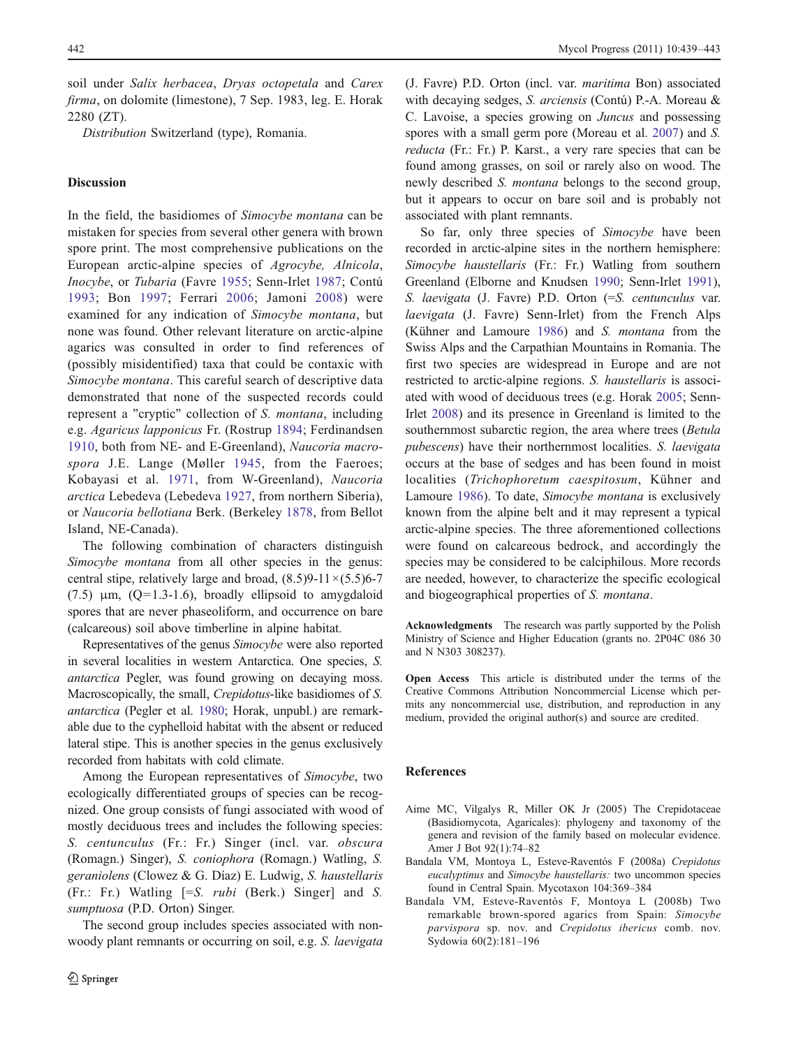soil under *Salix herbacea*, *Dryas octopetala* and *Carex firma*, on dolomite (limestone), 7 Sep. 1983, leg. E. Horak 2280 (ZT).

*Distribution* Switzerland (type), Romania.

## Discussion

In the field, the basidiomes of *Simocybe montana* can be mistaken for species from several other genera with brown spore print. The most comprehensive publications on the European arctic-alpine species of *Agrocybe, Alnicola*, *Inocybe*, or *Tubaria* (Favre 1955; Senn-Irlet 1987; Contú 1993; Bon 1997; Ferrari 2006; Jamoni 2008) were examined for any indication of *Simocybe montana*, but none was found. Other relevant literature on arctic-alpine agarics was consulted in order to find references of (possibly misidentified) taxa that could be contaxic with *Simocybe montana*. This careful search of descriptive data demonstrated that none of the suspected records could represent a "cryptic" collection of *S. montana*, including e.g. *Agaricus lapponicus* Fr. (Rostrup 1894; Ferdinandsen 1910, both from NE- and E-Greenland), *Naucoria macrospora* J.E. Lange (Møller 1945, from the Faeroes; Kobayasi et al. 1971, from W-Greenland), *Naucoria arctica* Lebedeva (Lebedeva 1927, from northern Siberia), or *Naucoria bellotiana* Berk. (Berkeley 1878, from Bellot Island, NE-Canada).

The following combination of characters distinguish *Simocybe montana* from all other species in the genus: central stipe, relatively large and broad, (8.5)9-11×(5.5)6-7 (7.5) µm, (Q=1.3-1.6), broadly ellipsoid to amygdaloid spores that are never phaseoliform, and occurrence on bare (calcareous) soil above timberline in alpine habitat.

Representatives of the genus *Simocybe* were also reported in several localities in western Antarctica. One species, *S. antarctica* Pegler, was found growing on decaying moss. Macroscopically, the small, *Crepidotus*-like basidiomes of *S. antarctica* (Pegler et al. 1980; Horak, unpubl.) are remarkable due to the cyphelloid habitat with the absent or reduced lateral stipe. This is another species in the genus exclusively recorded from habitats with cold climate.

Among the European representatives of *Simocybe*, two ecologically differentiated groups of species can be recognized. One group consists of fungi associated with wood of mostly deciduous trees and includes the following species: *S. centunculus* (Fr.: Fr.) Singer (incl. var. *obscura* (Romagn.) Singer), *S. coniophora* (Romagn.) Watling, *S. geraniolens* (Clowez & G. Díaz) E. Ludwig, *S. haustellaris* (Fr.: Fr.) Watling [=*S. rubi* (Berk.) Singer] and *S. sumptuosa* (P.D. Orton) Singer.

The second group includes species associated with non-woody plant remnants or occurring on soil, e.g. *S. laevigata* (J. Favre) P.D. Orton (incl. var. *maritima* Bon) associated with decaying sedges, *S. arciensis* (Contú) P.-A. Moreau & C. Lavoise, a species growing on *Juncus* and possessing spores with a small germ pore (Moreau et al. 2007) and *S. reducta* (Fr.: Fr.) P. Karst., a very rare species that can be found among grasses, on soil or rarely also on wood. The newly described *S. montana* belongs to the second group, but it appears to occur on bare soil and is probably not associated with plant remnants.

So far, only three species of *Simocybe* have been recorded in arctic-alpine sites in the northern hemisphere: *Simocybe haustellaris* (Fr.: Fr.) Watling from southern Greenland (Elborne and Knudsen 1990; Senn-Irlet 1991), *S. laevigata* (J. Favre) P.D. Orton (=*S. centunculus* var. *laevigata* (J. Favre) Senn-Irlet) from the French Alps (Kühner and Lamoure 1986) and *S. montana* from the Swiss Alps and the Carpathian Mountains in Romania. The first two species are widespread in Europe and are not restricted to arctic-alpine regions. *S. haustellaris* is associated with wood of deciduous trees (e.g. Horak 2005; Senn-Irlet 2008) and its presence in Greenland is limited to the southernmost subarctic region, the area where trees (*Betula pubescens*) have their northernmost localities. *S. laevigata* occurs at the base of sedges and has been found in moist localities (*Trichophoretum caespitosum*, Kühner and Lamoure 1986). To date, *Simocybe montana* is exclusively known from the alpine belt and it may represent a typical arctic-alpine species. The three aforementioned collections were found on calcareous bedrock, and accordingly the species may be considered to be calciphilous. More records are needed, however, to characterize the specific ecological and biogeographical properties of *S. montana*.

**Acknowledgments** The research was partly supported by the Polish Ministry of Science and Higher Education (grants no. 2P04C 086 30 and N N303 308237).

**Open Access** This article is distributed under the terms of the Creative Commons Attribution Noncommercial License which permits any noncommercial use, distribution, and reproduction in any medium, provided the original author(s) and source are credited.

## References

Aime MC, Vilgalys R, Miller OK Jr (2005) The Crepidotaceae (Basidiomycota, Agaricales): phylogeny and taxonomy of the genera and revision of the family based on molecular evidence. Amer J Bot 92(1):74–82

Bandala VM, Montoya L, Esteve-Raventós F (2008a) *Crepidotus eucalyptinus* and *Simocybe haustellaris:* two uncommon species found in Central Spain. Mycotaxon 104:369–384

Bandala VM, Esteve-Raventós F, Montoya L (2008b) Two remarkable brown-spored agarics from Spain: *Simocybe parvispora* sp. nov. and *Crepidotus ibericus* comb. nov. Sydowia 60(2):181–196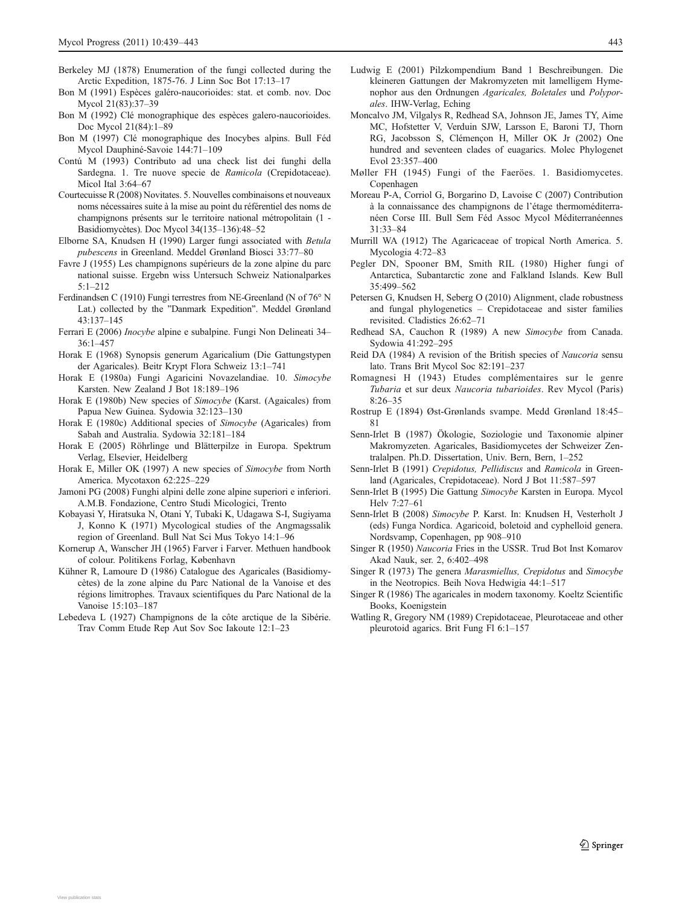Berkeley MJ (1878) Enumeration of the fungi collected during the Arctic Expedition, 1875-76. J Linn Soc Bot 17:13–17

Bon M (1991) Espèces galéro-naucorioides: stat. et comb. nov. Doc Mycol 21(83):37–39

Bon M (1992) Clé monographique des espèces galero-naucorioides. Doc Mycol 21(84):1–89

Bon M (1997) Clé monographique des Inocybes alpins. Bull Féd Mycol Dauphiné-Savoie 144:71–109

Contú M (1993) Contributo ad una check list dei funghi della Sardegna. 1. Tre nuove specie de *Ramicola* (Crepidotaceae). Micol Ital 3:64–67

Courtecuisse R (2008) Novitates. 5. Nouvelles combinaisons et nouveaux noms nécessaires suite à la mise au point du référentiel des noms de champignons présents sur le territoire national métropolitain (1 - Basidiomycètes). Doc Mycol 34(135–136):48–52

Elborne SA, Knudsen H (1990) Larger fungi associated with *Betula pubescens* in Greenland. Meddel Grønland Biosci 33:77–80

Favre J (1955) Les champignons supérieurs de la zone alpine du parc national suisse. Ergebn wiss Untersuch Schweiz Nationalparkes 5:1–212

Ferdinandsen C (1910) Fungi terrestres from NE-Greenland (N of 76° N Lat.) collected by the "Danmark Expedition". Meddel Grønland 43:137–145

Ferrari E (2006) *Inocybe* alpine e subalpine. Fungi Non Delineati 34–36:1–457

Horak E (1968) Synopsis generum Agaricalium (Die Gattungstypen der Agaricales). Beitr Krypt Flora Schweiz 13:1–741

Horak E (1980a) Fungi Agaricini Novazelandiae. 10. *Simocybe* Karsten. New Zealand J Bot 18:189–196

Horak E (1980b) New species of *Simocybe* (Karst. (Agaicales) from Papua New Guinea. Sydowia 32:123–130

Horak E (1980c) Additional species of *Simocybe* (Agaricales) from Sabah and Australia. Sydowia 32:181–184

Horak E (2005) Röhrlinge und Blätterpilze in Europa. Spektrum Verlag, Elsevier, Heidelberg

Horak E, Miller OK (1997) A new species of *Simocybe* from North America. Mycotaxon 62:225–229

Jamoni PG (2008) Funghi alpini delle zone alpine superiori e inferiori. A.M.B. Fondazione, Centro Studi Micologici, Trento

Kobayasi Y, Hiratsuka N, Otani Y, Tubaki K, Udagawa S-I, Sugiyama J, Konno K (1971) Mycological studies of the Angmagssalik region of Greenland. Bull Nat Sci Mus Tokyo 14:1–96

Kornerup A, Wanscher JH (1965) Farver i Farver. Methuen handbook of colour. Politikens Forlag, København

Kühner R, Lamoure D (1986) Catalogue des Agaricales (Basidiomycètes) de la zone alpine du Parc National de la Vanoise et des régions limitrophes. Travaux scientifiques du Parc National de la Vanoise 15:103–187

Lebedeva L (1927) Champignons de la côte arctique de la Sibérie. Trav Comm Etude Rep Aut Sov Soc Iakoute 12:1–23

Ludwig E (2001) Pilzkompendium Band 1 Beschreibungen. Die kleineren Gattungen der Makromyzeten mit lamelligem Hymenophor aus den Ordnungen *Agaricales, Boletales* und *Polyporales*. IHW-Verlag, Eching

Moncalvo JM, Vilgalys R, Redhead SA, Johnson JE, James TY, Aime MC, Hofstetter V, Verduin SJW, Larsson E, Baroni TJ, Thorn RG, Jacobsson S, Clémençon H, Miller OK Jr (2002) One hundred and seventeen clades of euagarics. Molec Phylogenet Evol 23:357–400

Møller FH (1945) Fungi of the Faeröes. 1. Basidiomycetes. Copenhagen

Moreau P-A, Corriol G, Borgarino D, Lavoise C (2007) Contribution à la connaissance des champignons de l'étage thermoméditerranéen Corse III. Bull Sem Féd Assoc Mycol Méditerranéennes 31:33–84

Murrill WA (1912) The Agaricaceae of tropical North America. 5. Mycologia 4:72–83

Pegler DN, Spooner BM, Smith RIL (1980) Higher fungi of Antarctica, Subantarctic zone and Falkland Islands. Kew Bull 35:499–562

Petersen G, Knudsen H, Seberg O (2010) Alignment, clade robustness and fungal phylogenetics – Crepidotaceae and sister families revisited. Cladistics 26:62–71

Redhead SA, Cauchon R (1989) A new *Simocybe* from Canada. Sydowia 41:292–295

Reid DA (1984) A revision of the British species of *Naucoria* sensu lato. Trans Brit Mycol Soc 82:191–237

Romagnesi H (1943) Etudes complémentaires sur le genre *Tubaria* et sur deux *Naucoria tubarioides*. Rev Mycol (Paris) 8:26–35

Rostrup E (1894) Øst-Grønlands svampe. Medd Grønland 18:45–81

Senn-Irlet B (1987) Ökologie, Soziologie und Taxonomie alpiner Makromyzeten. Agaricales, Basidiomycetes der Schweizer Zentralalpen. Ph.D. Dissertation, Univ. Bern, Bern, 1–252

Senn-Irlet B (1991) *Crepidotus, Pellidiscus* and *Ramicola* in Greenland (Agaricales, Crepidotaceae). Nord J Bot 11:587–597

Senn-Irlet B (1995) Die Gattung *Simocybe* Karsten in Europa. Mycol Helv 7:27–61

Senn-Irlet B (2008) *Simocybe* P. Karst. In: Knudsen H, Vesterholt J (eds) Funga Nordica. Agaricoid, boletoid and cyphelloid genera. Nordsvamp, Copenhagen, pp 908–910

Singer R (1950) *Naucoria* Fries in the USSR. Trud Bot Inst Komarov Akad Nauk, ser. 2, 6:402–498

Singer R (1973) The genera *Marasmiellus, Crepidotus* and *Simocybe* in the Neotropics. Beih Nova Hedwigia 44:1–517

Singer R (1986) The agaricales in modern taxonomy. Koeltz Scientific Books, Koenigstein

Watling R, Gregory NM (1989) Crepidotaceae, Pleurotaceae and other pleurotoid agarics. Brit Fung Fl 6:1–157